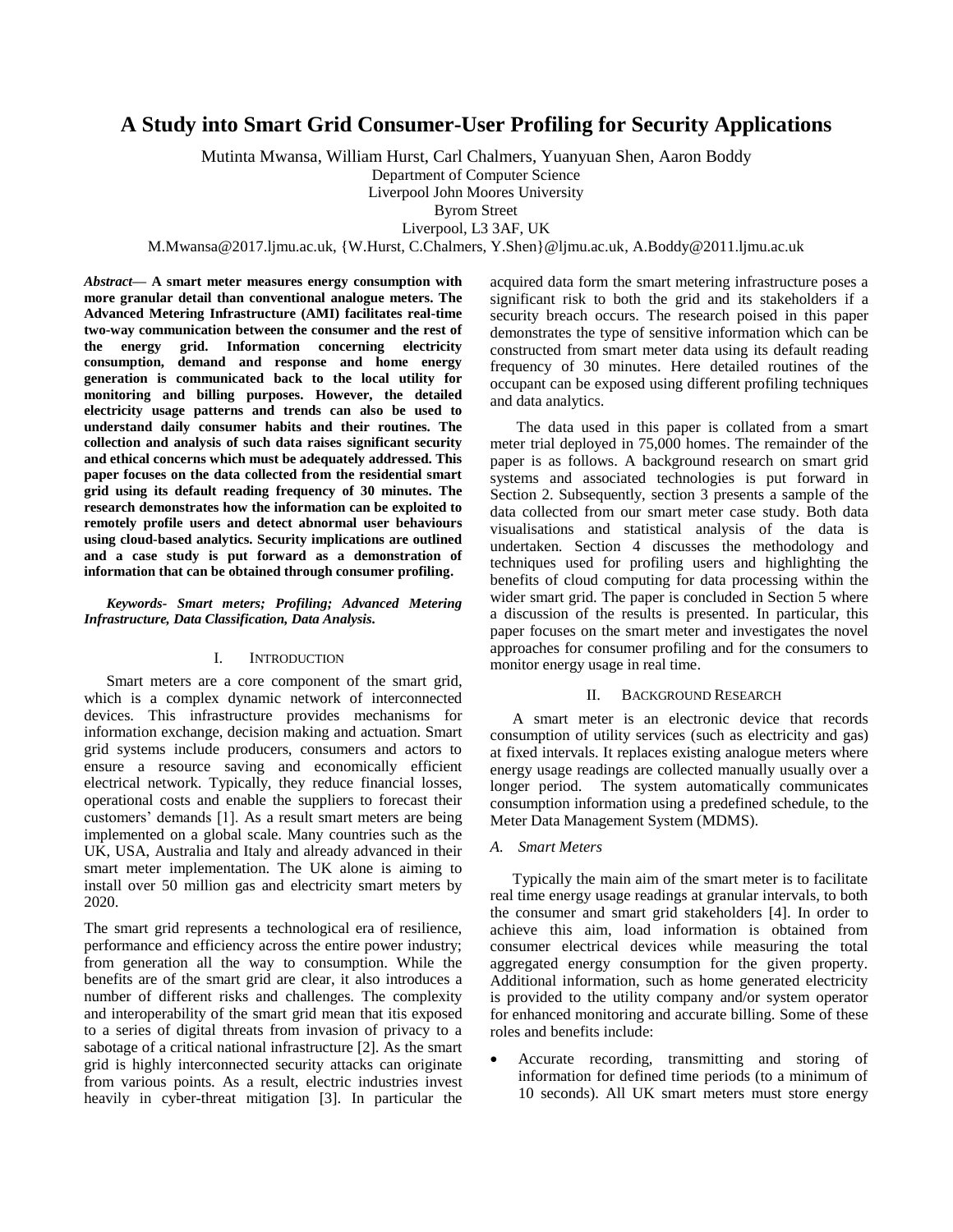# A Study into Smart Grid Consumer-User Profiling for Security Applications

Mutinta Mwansa, William Hurst, Carl Chalmers, Yuanyuan Shen, Aaron Boddy

Department of Computer Science

Liverpool John Moores University

Byrom Street

Liverpool, L3 3AF, UK

M.Mwansa@2017.ljmu.ac.uk, {W.Hurst, C.Chalmers, Y.Shen}@ljmu.ac.uk, A.Boddy@2011.ljmu.ac.uk

***Abstract*— A smart meter measures energy consumption with more granular detail than conventional analogue meters. The Advanced Metering Infrastructure (AMI) facilitates real-time two-way communication between the consumer and the rest of the energy grid. Information concerning electricity consumption, demand and response and home energy generation is communicated back to the local utility for monitoring and billing purposes. However, the detailed electricity usage patterns and trends can also be used to understand daily consumer habits and their routines. The collection and analysis of such data raises significant security and ethical concerns which must be adequately addressed. This paper focuses on the data collected from the residential smart grid using its default reading frequency of 30 minutes. The research demonstrates how the information can be exploited to remotely profile users and detect abnormal user behaviours using cloud-based analytics. Security implications are outlined and a case study is put forward as a demonstration of information that can be obtained through consumer profiling.**

***Keywords- Smart meters; Profiling; Advanced Metering Infrastructure, Data Classification, Data Analysis.***

## I. Introduction

Smart meters are a core component of the smart grid, which is a complex dynamic network of interconnected devices. This infrastructure provides mechanisms for information exchange, decision making and actuation. Smart grid systems include producers, consumers and actors to ensure a resource saving and economically efficient electrical network. Typically, they reduce financial losses, operational costs and enable the suppliers to forecast their customers' demands [1]. As a result smart meters are being implemented on a global scale. Many countries such as the UK, USA, Australia and Italy and already advanced in their smart meter implementation. The UK alone is aiming to install over 50 million gas and electricity smart meters by 2020.

The smart grid represents a technological era of resilience, performance and efficiency across the entire power industry; from generation all the way to consumption. While the benefits are of the smart grid are clear, it also introduces a number of different risks and challenges. The complexity and interoperability of the smart grid mean that itis exposed to a series of digital threats from invasion of privacy to a sabotage of a critical national infrastructure [2]. As the smart grid is highly interconnected security attacks can originate from various points. As a result, electric industries invest heavily in cyber-threat mitigation [3]. In particular the acquired data form the smart metering infrastructure poses a significant risk to both the grid and its stakeholders if a security breach occurs. The research poised in this paper demonstrates the type of sensitive information which can be constructed from smart meter data using its default reading frequency of 30 minutes. Here detailed routines of the occupant can be exposed using different profiling techniques and data analytics.

The data used in this paper is collated from a smart meter trial deployed in 75,000 homes. The remainder of the paper is as follows. A background research on smart grid systems and associated technologies is put forward in Section 2. Subsequently, section 3 presents a sample of the data collected from our smart meter case study. Both data visualisations and statistical analysis of the data is undertaken. Section 4 discusses the methodology and techniques used for profiling users and highlighting the benefits of cloud computing for data processing within the wider smart grid. The paper is concluded in Section 5 where a discussion of the results is presented. In particular, this paper focuses on the smart meter and investigates the novel approaches for consumer profiling and for the consumers to monitor energy usage in real time.

## II. Background Research

A smart meter is an electronic device that records consumption of utility services (such as electricity and gas) at fixed intervals. It replaces existing analogue meters where energy usage readings are collected manually usually over a longer period. The system automatically communicates consumption information using a predefined schedule, to the Meter Data Management System (MDMS).

### *A. Smart Meters*

Typically the main aim of the smart meter is to facilitate real time energy usage readings at granular intervals, to both the consumer and smart grid stakeholders [4]. In order to achieve this aim, load information is obtained from consumer electrical devices while measuring the total aggregated energy consumption for the given property. Additional information, such as home generated electricity is provided to the utility company and/or system operator for enhanced monitoring and accurate billing. Some of these roles and benefits include:

- Accurate recording, transmitting and storing of information for defined time periods (to a minimum of 10 seconds). All UK smart meters must store energy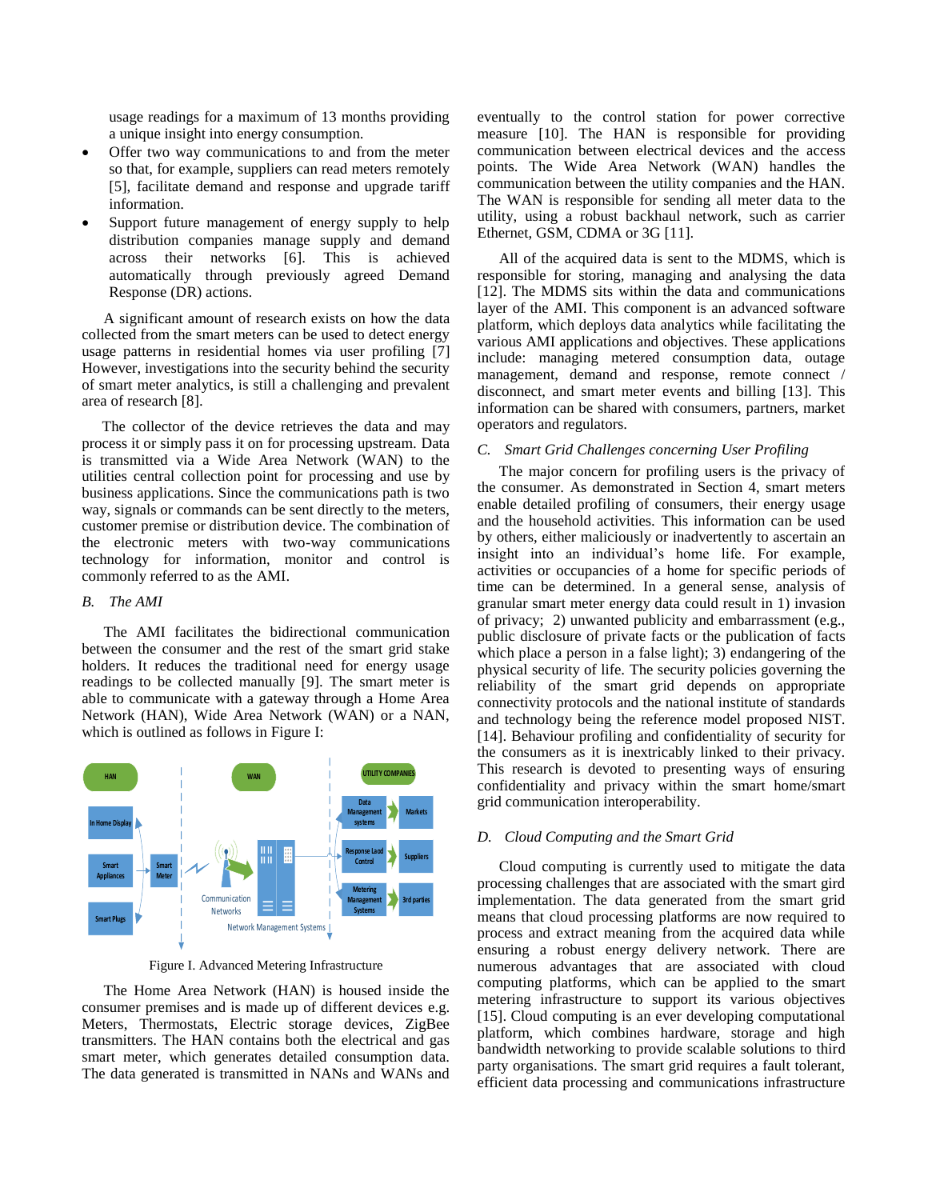usage readings for a maximum of 13 months providing a unique insight into energy consumption.

- Offer two way communications to and from the meter so that, for example, suppliers can read meters remotely [5], facilitate demand and response and upgrade tariff information.
- Support future management of energy supply to help distribution companies manage supply and demand across their networks [6]. This is achieved automatically through previously agreed Demand Response (DR) actions.

A significant amount of research exists on how the data collected from the smart meters can be used to detect energy usage patterns in residential homes via user profiling [7] However, investigations into the security behind the security of smart meter analytics, is still a challenging and prevalent area of research [8].

The collector of the device retrieves the data and may process it or simply pass it on for processing upstream. Data is transmitted via a Wide Area Network (WAN) to the utilities central collection point for processing and use by business applications. Since the communications path is two way, signals or commands can be sent directly to the meters, customer premise or distribution device. The combination of the electronic meters with two-way communications technology for information, monitor and control is commonly referred to as the AMI.

### *B. The AMI*

The AMI facilitates the bidirectional communication between the consumer and the rest of the smart grid stake holders. It reduces the traditional need for energy usage readings to be collected manually [9]. The smart meter is able to communicate with a gateway through a Home Area Network (HAN), Wide Area Network (WAN) or a NAN, which is outlined as follows in Figure I:

Figure I. Advanced Metering Infrastructure

The Home Area Network (HAN) is housed inside the consumer premises and is made up of different devices e.g. Meters, Thermostats, Electric storage devices, ZigBee transmitters. The HAN contains both the electrical and gas smart meter, which generates detailed consumption data. The data generated is transmitted in NANs and WANs and eventually to the control station for power corrective measure [10]. The HAN is responsible for providing communication between electrical devices and the access points. The Wide Area Network (WAN) handles the communication between the utility companies and the HAN. The WAN is responsible for sending all meter data to the utility, using a robust backhaul network, such as carrier Ethernet, GSM, CDMA or 3G [11].

All of the acquired data is sent to the MDMS, which is responsible for storing, managing and analysing the data [12]. The MDMS sits within the data and communications layer of the AMI. This component is an advanced software platform, which deploys data analytics while facilitating the various AMI applications and objectives. These applications include: managing metered consumption data, outage management, demand and response, remote connect / disconnect, and smart meter events and billing [13]. This information can be shared with consumers, partners, market operators and regulators.

### *C. Smart Grid Challenges concerning User Profiling*

The major concern for profiling users is the privacy of the consumer. As demonstrated in Section 4, smart meters enable detailed profiling of consumers, their energy usage and the household activities. This information can be used by others, either maliciously or inadvertently to ascertain an insight into an individual's home life. For example, activities or occupancies of a home for specific periods of time can be determined. In a general sense, analysis of granular smart meter energy data could result in 1) invasion of privacy; 2) unwanted publicity and embarrassment (e.g., public disclosure of private facts or the publication of facts which place a person in a false light); 3) endangering of the physical security of life. The security policies governing the reliability of the smart grid depends on appropriate connectivity protocols and the national institute of standards and technology being the reference model proposed NIST. [14]. Behaviour profiling and confidentiality of security for the consumers as it is inextricably linked to their privacy. This research is devoted to presenting ways of ensuring confidentiality and privacy within the smart home/smart grid communication interoperability.

### *D. Cloud Computing and the Smart Grid*

Cloud computing is currently used to mitigate the data processing challenges that are associated with the smart gird implementation. The data generated from the smart grid means that cloud processing platforms are now required to process and extract meaning from the acquired data while ensuring a robust energy delivery network. There are numerous advantages that are associated with cloud computing platforms, which can be applied to the smart metering infrastructure to support its various objectives [15]. Cloud computing is an ever developing computational platform, which combines hardware, storage and high bandwidth networking to provide scalable solutions to third party organisations. The smart grid requires a fault tolerant, efficient data processing and communications infrastructure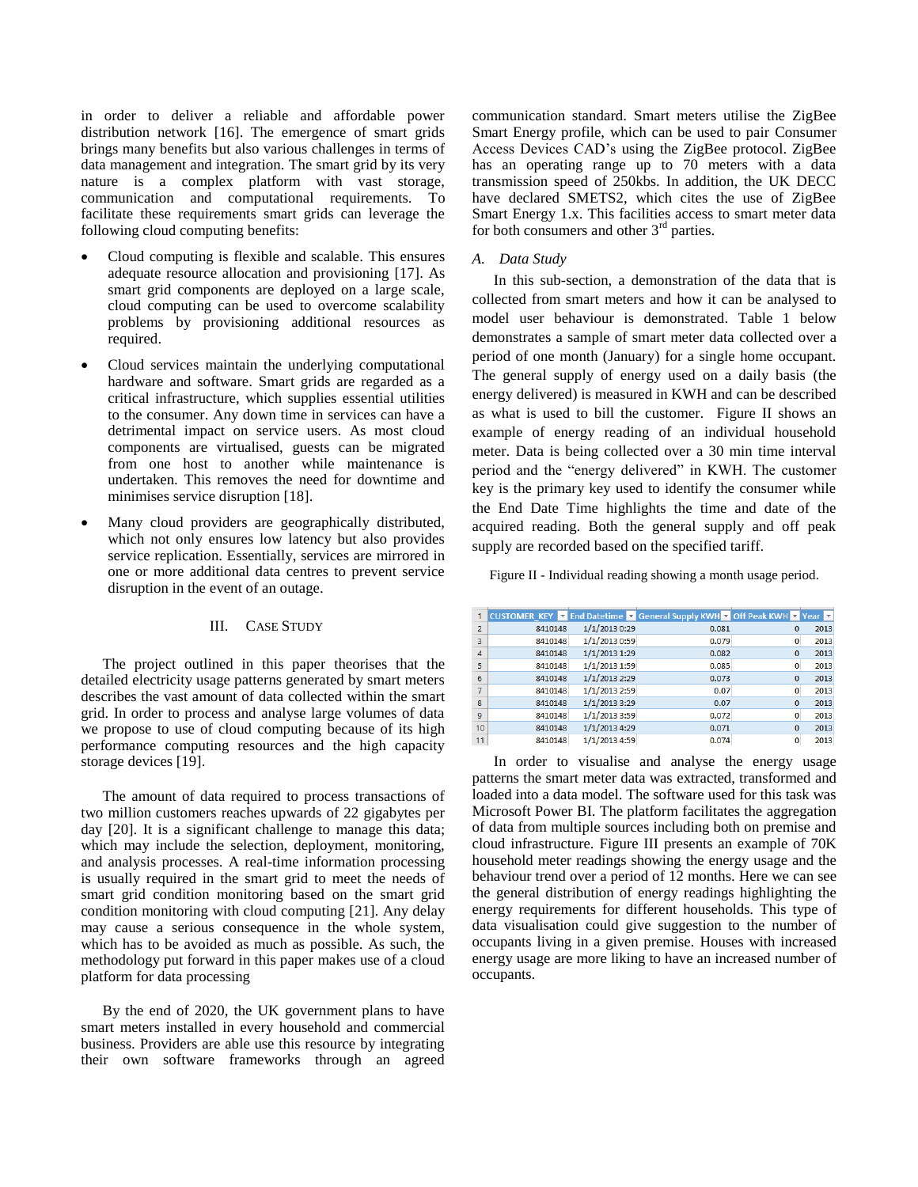in order to deliver a reliable and affordable power distribution network [16]. The emergence of smart grids brings many benefits but also various challenges in terms of data management and integration. The smart grid by its very nature is a complex platform with vast storage, communication and computational requirements. To facilitate these requirements smart grids can leverage the following cloud computing benefits:

- Cloud computing is flexible and scalable. This ensures adequate resource allocation and provisioning [17]. As smart grid components are deployed on a large scale, cloud computing can be used to overcome scalability problems by provisioning additional resources as required.
- Cloud services maintain the underlying computational hardware and software. Smart grids are regarded as a critical infrastructure, which supplies essential utilities to the consumer. Any down time in services can have a detrimental impact on service users. As most cloud components are virtualised, guests can be migrated from one host to another while maintenance is undertaken. This removes the need for downtime and minimises service disruption [18].
- Many cloud providers are geographically distributed, which not only ensures low latency but also provides service replication. Essentially, services are mirrored in one or more additional data centres to prevent service disruption in the event of an outage.

## III. Case Study

The project outlined in this paper theorises that the detailed electricity usage patterns generated by smart meters describes the vast amount of data collected within the smart grid. In order to process and analyse large volumes of data we propose to use of cloud computing because of its high performance computing resources and the high capacity storage devices [19].

The amount of data required to process transactions of two million customers reaches upwards of 22 gigabytes per day [20]. It is a significant challenge to manage this data; which may include the selection, deployment, monitoring, and analysis processes. A real-time information processing is usually required in the smart grid to meet the needs of smart grid condition monitoring based on the smart grid condition monitoring with cloud computing [21]. Any delay may cause a serious consequence in the whole system, which has to be avoided as much as possible. As such, the methodology put forward in this paper makes use of a cloud platform for data processing

By the end of 2020, the UK government plans to have smart meters installed in every household and commercial business. Providers are able use this resource by integrating their own software frameworks through an agreed communication standard. Smart meters utilise the ZigBee Smart Energy profile, which can be used to pair Consumer Access Devices CAD's using the ZigBee protocol. ZigBee has an operating range up to 70 meters with a data transmission speed of 250kbs. In addition, the UK DECC have declared SMETS2, which cites the use of ZigBee Smart Energy 1.x. This facilities access to smart meter data for both consumers and other 3rd parties.

### *A. Data Study*

In this sub-section, a demonstration of the data that is collected from smart meters and how it can be analysed to model user behaviour is demonstrated. Table 1 below demonstrates a sample of smart meter data collected over a period of one month (January) for a single home occupant. The general supply of energy used on a daily basis (the energy delivered) is measured in KWH and can be described as what is used to bill the customer. Figure II shows an example of energy reading of an individual household meter. Data is being collected over a 30 min time interval period and the "energy delivered" in KWH. The customer key is the primary key used to identify the consumer while the End Date Time highlights the time and date of the acquired reading. Both the general supply and off peak supply are recorded based on the specified tariff.

Figure II - Individual reading showing a month usage period.

| 1 | CUSTOMER_KEY | End Datetime | General Supply KWH | Off Peak KWH | Year |
|---|---|---|---|---|---|
| 2 | 8410148 | 1/1/2013 0:29 | 0.081 | 0 | 2013 |
| 3 | 8410148 | 1/1/2013 0:59 | 0.079 | 0 | 2013 |
| 4 | 8410148 | 1/1/2013 1:29 | 0.082 | 0 | 2013 |
| 5 | 8410148 | 1/1/2013 1:59 | 0.085 | 0 | 2013 |
| 6 | 8410148 | 1/1/2013 2:29 | 0.073 | 0 | 2013 |
| 7 | 8410148 | 1/1/2013 2:59 | 0.07 | 0 | 2013 |
| 8 | 8410148 | 1/1/2013 3:29 | 0.07 | 0 | 2013 |
| 9 | 8410148 | 1/1/2013 3:59 | 0.072 | 0 | 2013 |
| 10 | 8410148 | 1/1/2013 4:29 | 0.071 | 0 | 2013 |
| 11 | 8410148 | 1/1/2013 4:59 | 0.074 | 0 | 2013 |

In order to visualise and analyse the energy usage patterns the smart meter data was extracted, transformed and loaded into a data model. The software used for this task was Microsoft Power BI. The platform facilitates the aggregation of data from multiple sources including both on premise and cloud infrastructure. Figure III presents an example of 70K household meter readings showing the energy usage and the behaviour trend over a period of 12 months. Here we can see the general distribution of energy readings highlighting the energy requirements for different households. This type of data visualisation could give suggestion to the number of occupants living in a given premise. Houses with increased energy usage are more liking to have an increased number of occupants.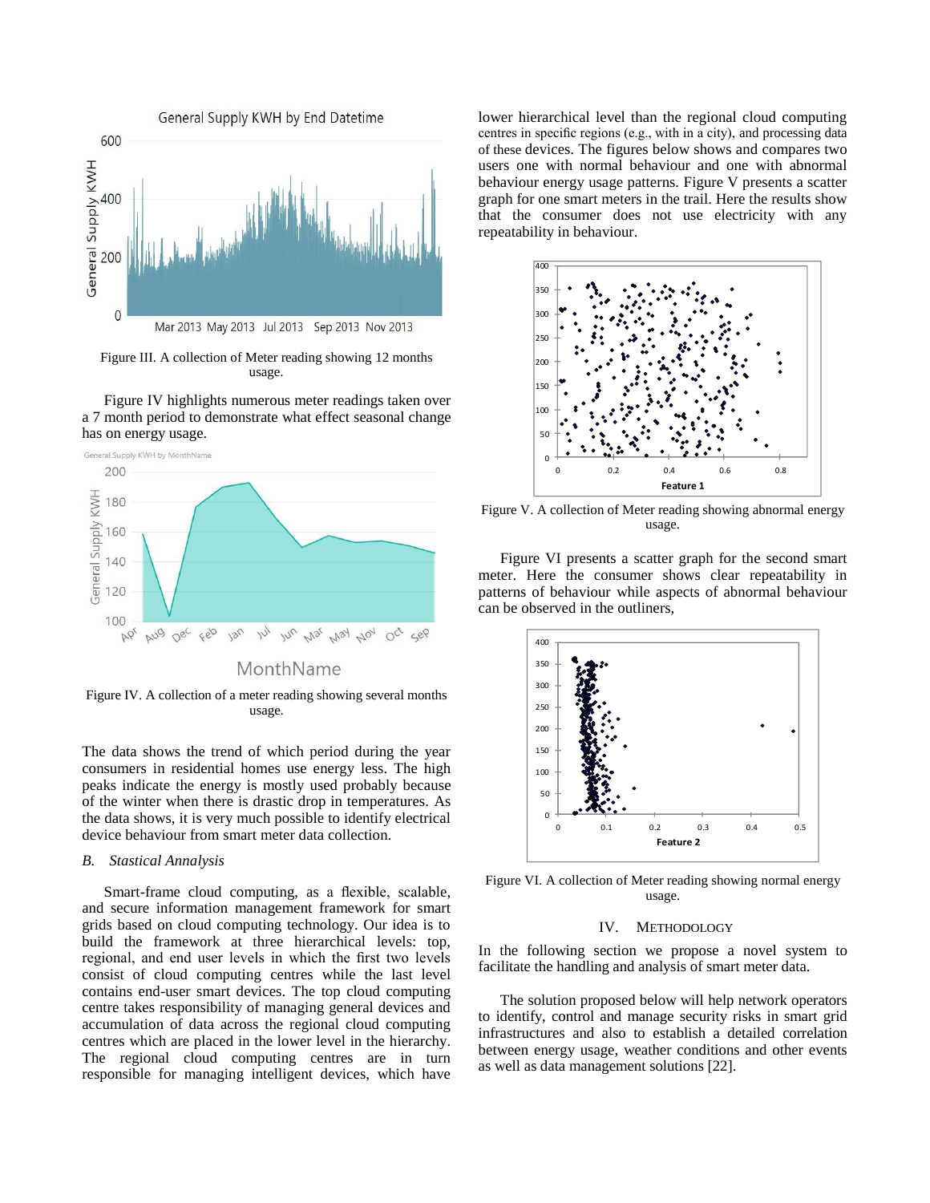Figure III. A collection of Meter reading showing 12 months usage.

Figure IV highlights numerous meter readings taken over a 7 month period to demonstrate what effect seasonal change has on energy usage.

Figure IV. A collection of a meter reading showing several months usage.

The data shows the trend of which period during the year consumers in residential homes use energy less. The high peaks indicate the energy is mostly used probably because of the winter when there is drastic drop in temperatures. As the data shows, it is very much possible to identify electrical device behaviour from smart meter data collection.

### *B. Statical Analysis*

Smart-frame cloud computing, as a flexible, scalable, and secure information management framework for smart grids based on cloud computing technology. Our idea is to build the framework at three hierarchical levels: top, regional, and end user levels in which the first two levels consist of cloud computing centres while the last level contains end-user smart devices. The top cloud computing centre takes responsibility of managing general devices and accumulation of data across the regional cloud computing centres which are placed in the lower level in the hierarchy. The regional cloud computing centres are in turn responsible for managing intelligent devices, which have lower hierarchical level than the regional cloud computing centres in specific regions (e.g., with in a city), and processing data of these devices. The figures below shows and compares two users one with normal behaviour and one with abnormal behaviour energy usage patterns. Figure V presents a scatter graph for one smart meters in the trail. Here the results show that the consumer does not use electricity with any repeatability in behaviour.

Figure V. A collection of Meter reading showing abnormal energy usage.

Figure VI presents a scatter graph for the second smart meter. Here the consumer shows clear repeatability in patterns of behaviour while aspects of abnormal behaviour can be observed in the outliners,

Figure VI. A collection of Meter reading showing normal energy usage.

## IV. METHODOLOGY

In the following section we propose a novel system to facilitate the handling and analysis of smart meter data.

The solution proposed below will help network operators to identify, control and manage security risks in smart grid infrastructures and also to establish a detailed correlation between energy usage, weather conditions and other events as well as data management solutions [22].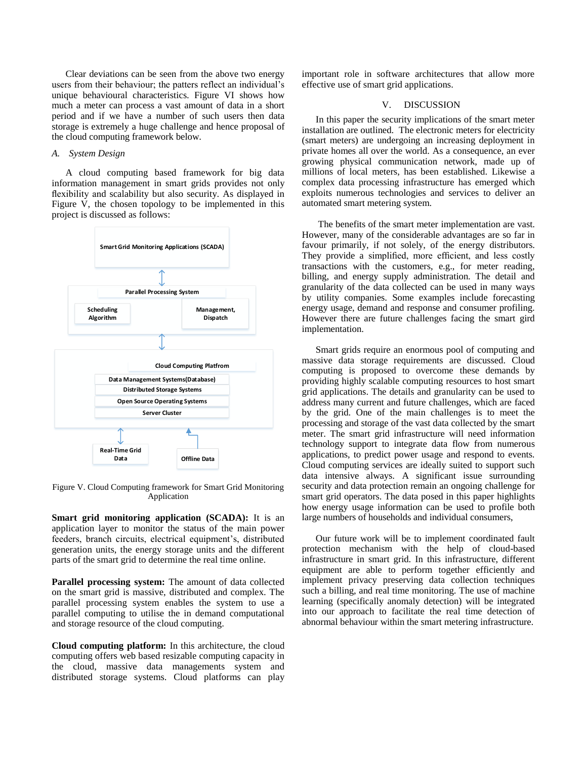Clear deviations can be seen from the above two energy users from their behaviour; the patters reflect an individual's unique behavioural characteristics. Figure VI shows how much a meter can process a vast amount of data in a short period and if we have a number of such users then data storage is extremely a huge challenge and hence proposal of the cloud computing framework below.

### A. System Design

A cloud computing based framework for big data information management in smart grids provides not only flexibility and scalability but also security. As displayed in Figure V, the chosen topology to be implemented in this project is discussed as follows:

Smart Grid Monitoring Applications (SCADA)

Parallel Processing System

Scheduling Algorithm

Management, Dispatch

Cloud Computing Platfrom

Data Management Systems(Database)

Distributed Storage Systems

Open Source Operating Systems

Server Cluster

Real-Time Grid Data

Offline Data

Figure V. Cloud Computing framework for Smart Grid Monitoring Application

**Smart grid monitoring application (SCADA):** It is an application layer to monitor the status of the main power feeders, branch circuits, electrical equipment's, distributed generation units, the energy storage units and the different parts of the smart grid to determine the real time online.

**Parallel processing system:** The amount of data collected on the smart grid is massive, distributed and complex. The parallel processing system enables the system to use a parallel computing to utilise the in demand computational and storage resource of the cloud computing.

**Cloud computing platform:** In this architecture, the cloud computing offers web based resizable computing capacity in the cloud, massive data managements system and distributed storage systems. Cloud platforms can play important role in software architectures that allow more effective use of smart grid applications.

## V. DISCUSSION

In this paper the security implications of the smart meter installation are outlined. The electronic meters for electricity (smart meters) are undergoing an increasing deployment in private homes all over the world. As a consequence, an ever growing physical communication network, made up of millions of local meters, has been established. Likewise a complex data processing infrastructure has emerged which exploits numerous technologies and services to deliver an automated smart metering system.

The benefits of the smart meter implementation are vast. However, many of the considerable advantages are so far in favour primarily, if not solely, of the energy distributors. They provide a simplified, more efficient, and less costly transactions with the customers, e.g., for meter reading, billing, and energy supply administration. The detail and granularity of the data collected can be used in many ways by utility companies. Some examples include forecasting energy usage, demand and response and consumer profiling. However there are future challenges facing the smart gird implementation.

Smart grids require an enormous pool of computing and massive data storage requirements are discussed. Cloud computing is proposed to overcome these demands by providing highly scalable computing resources to host smart grid applications. The details and granularity can be used to address many current and future challenges, which are faced by the grid. One of the main challenges is to meet the processing and storage of the vast data collected by the smart meter. The smart grid infrastructure will need information technology support to integrate data flow from numerous applications, to predict power usage and respond to events. Cloud computing services are ideally suited to support such data intensive always. A significant issue surrounding security and data protection remain an ongoing challenge for smart grid operators. The data posed in this paper highlights how energy usage information can be used to profile both large numbers of households and individual consumers,

Our future work will be to implement coordinated fault protection mechanism with the help of cloud-based infrastructure in smart grid. In this infrastructure, different equipment are able to perform together efficiently and implement privacy preserving data collection techniques such a billing, and real time monitoring. The use of machine learning (specifically anomaly detection) will be integrated into our approach to facilitate the real time detection of abnormal behaviour within the smart metering infrastructure.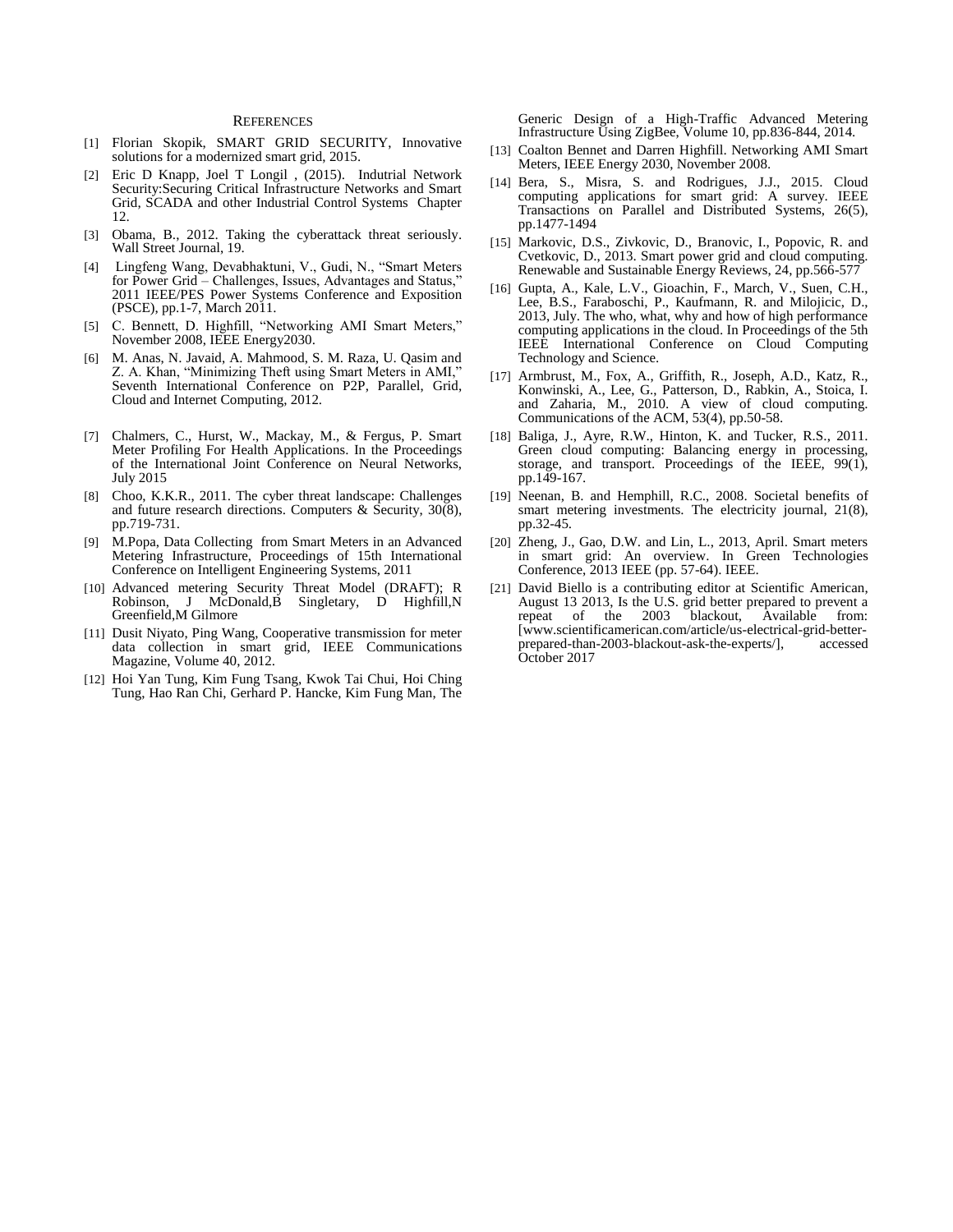## References

[1] Florian Skopik, SMART GRID SECURITY, Innovative solutions for a modernized smart grid, 2015.

[2] Eric D Knapp, Joel T Longil , (2015). Indutrial Network Security:Securing Critical Infrastructure Networks and Smart Grid, SCADA and other Industrial Control Systems Chapter 12.

[3] Obama, B., 2012. Taking the cyberattack threat seriously. Wall Street Journal, 19.

[4] Lingfeng Wang, Devabhaktuni, V., Gudi, N., "Smart Meters for Power Grid – Challenges, Issues, Advantages and Status," 2011 IEEE/PES Power Systems Conference and Exposition (PSCE), pp.1-7, March 2011.

[5] C. Bennett, D. Highfill, "Networking AMI Smart Meters," November 2008, IEEE Energy2030.

[6] M. Anas, N. Javaid, A. Mahmood, S. M. Raza, U. Qasim and Z. A. Khan, "Minimizing Theft using Smart Meters in AMI," Seventh International Conference on P2P, Parallel, Grid, Cloud and Internet Computing, 2012.

[7] Chalmers, C., Hurst, W., Mackay, M., & Fergus, P. Smart Meter Profiling For Health Applications. In the Proceedings of the International Joint Conference on Neural Networks, July 2015

[8] Choo, K.K.R., 2011. The cyber threat landscape: Challenges and future research directions. Computers & Security, 30(8), pp.719-731.

[9] M.Popa, Data Collecting from Smart Meters in an Advanced Metering Infrastructure, Proceedings of 15th International Conference on Intelligent Engineering Systems, 2011

[10] Advanced metering Security Threat Model (DRAFT); R Robinson, J McDonald,B Singletary, D Highfill,N Greenfield,M Gilmore

[11] Dusit Niyato, Ping Wang, Cooperative transmission for meter data collection in smart grid, IEEE Communications Magazine, Volume 40, 2012.

[12] Hoi Yan Tung, Kim Fung Tsang, Kwok Tai Chui, Hoi Ching Tung, Hao Ran Chi, Gerhard P. Hancke, Kim Fung Man, The Generic Design of a High-Traffic Advanced Metering Infrastructure Using ZigBee, Volume 10, pp.836-844, 2014.

[13] Coalton Bennet and Darren Highfill. Networking AMI Smart Meters, IEEE Energy 2030, November 2008.

[14] Bera, S., Misra, S. and Rodrigues, J.J., 2015. Cloud computing applications for smart grid: A survey. IEEE Transactions on Parallel and Distributed Systems, 26(5), pp.1477-1494

[15] Markovic, D.S., Zivkovic, D., Branovic, I., Popovic, R. and Cvetkovic, D., 2013. Smart power grid and cloud computing. Renewable and Sustainable Energy Reviews, 24, pp.566-577

[16] Gupta, A., Kale, L.V., Gioachin, F., March, V., Suen, C.H., Lee, B.S., Faraboschi, P., Kaufmann, R. and Milojicic, D., 2013, July. The who, what, why and how of high performance computing applications in the cloud. In Proceedings of the 5th IEEE International Conference on Cloud Computing Technology and Science.

[17] Armbrust, M., Fox, A., Griffith, R., Joseph, A.D., Katz, R., Konwinski, A., Lee, G., Patterson, D., Rabkin, A., Stoica, I. and Zaharia, M., 2010. A view of cloud computing. Communications of the ACM, 53(4), pp.50-58.

[18] Baliga, J., Ayre, R.W., Hinton, K. and Tucker, R.S., 2011. Green cloud computing: Balancing energy in processing, storage, and transport. Proceedings of the IEEE, 99(1), pp.149-167.

[19] Neenan, B. and Hemphill, R.C., 2008. Societal benefits of smart metering investments. The electricity journal, 21(8), pp.32-45.

[20] Zheng, J., Gao, D.W. and Lin, L., 2013, April. Smart meters in smart grid: An overview. In Green Technologies Conference, 2013 IEEE (pp. 57-64). IEEE.

[21] David Biello is a contributing editor at Scientific American, August 13 2013, Is the U.S. grid better prepared to prevent a repeat of the 2003 blackout, Available from: [www.scientificamerican.com/article/us-electrical-grid-better-prepared-than-2003-blackout-ask-the-experts/], accessed October 2017